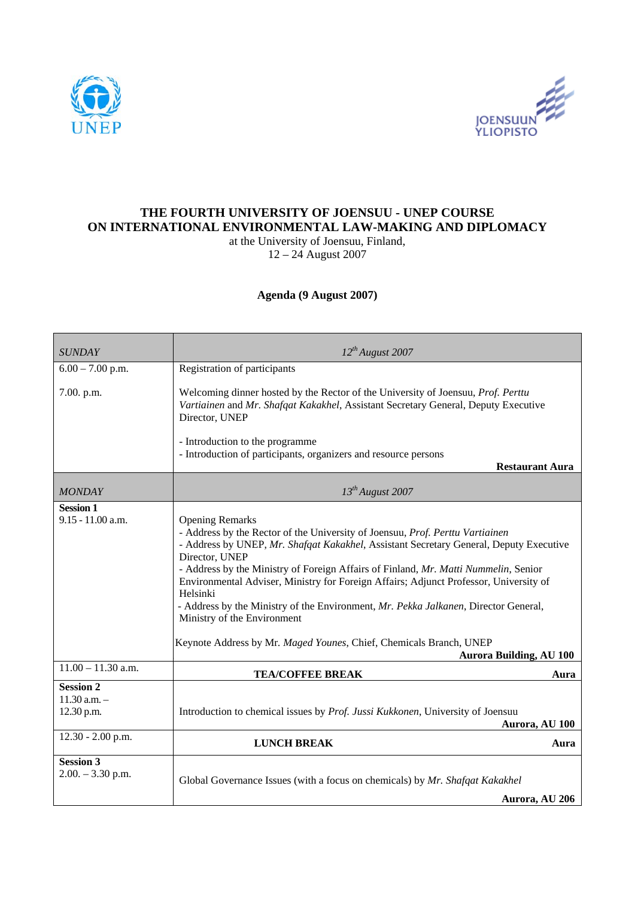# THE FOURTH UNIVERSITY OF JOENSUU - UNEP COURSE ON INTERNATIONAL ENVIRONMENTAL LAW-MAKING AND DIPLOMACY

at the University of Joensuu, Finland,
12 – 24 August 2007

**Agenda (9 August 2007)**

| *SUNDAY* | *12th August 2007* |
|---|---|
| 6.00 – 7.00 p.m. | Registration of participants |
| 7.00. p.m. | Welcoming dinner hosted by the Rector of the University of Joensuu, *Prof. Perttu Vartiainen* and *Mr. Shafqat Kakakhel*, Assistant Secretary General, Deputy Executive Director, UNEP<br><br>- Introduction to the programme<br>- Introduction of participants, organizers and resource persons<br>**Restaurant Aura** |
| *MONDAY* | *13th August 2007* |
| **Session 1**<br>9.15 - 11.00 a.m. | Opening Remarks<br>- Address by the Rector of the University of Joensuu, *Prof. Perttu Vartiainen*<br>- Address by UNEP, *Mr. Shafqat Kakakhel*, Assistant Secretary General, Deputy Executive Director, UNEP<br>- Address by the Ministry of Foreign Affairs of Finland, *Mr. Matti Nummelin*, Senior Environmental Adviser, Ministry for Foreign Affairs; Adjunct Professor, University of Helsinki<br>- Address by the Ministry of the Environment, *Mr. Pekka Jalkanen*, Director General, Ministry of the Environment<br><br>Keynote Address by Mr. *Maged Younes*, Chief, Chemicals Branch, UNEP<br>**Aurora Building, AU 100** |
| 11.00 – 11.30 a.m. | **TEA/COFFEE BREAK** **Aura** |
| **Session 2**<br>11.30 a.m. –<br>12.30 p.m. | Introduction to chemical issues by *Prof. Jussi Kukkonen*, University of Joensuu<br>**Aurora, AU 100** |
| 12.30 - 2.00 p.m. | **LUNCH BREAK** **Aura** |
| **Session 3**<br>2.00. – 3.30 p.m. | Global Governance Issues (with a focus on chemicals) by *Mr. Shafqat Kakakhel*<br>**Aurora, AU 206** |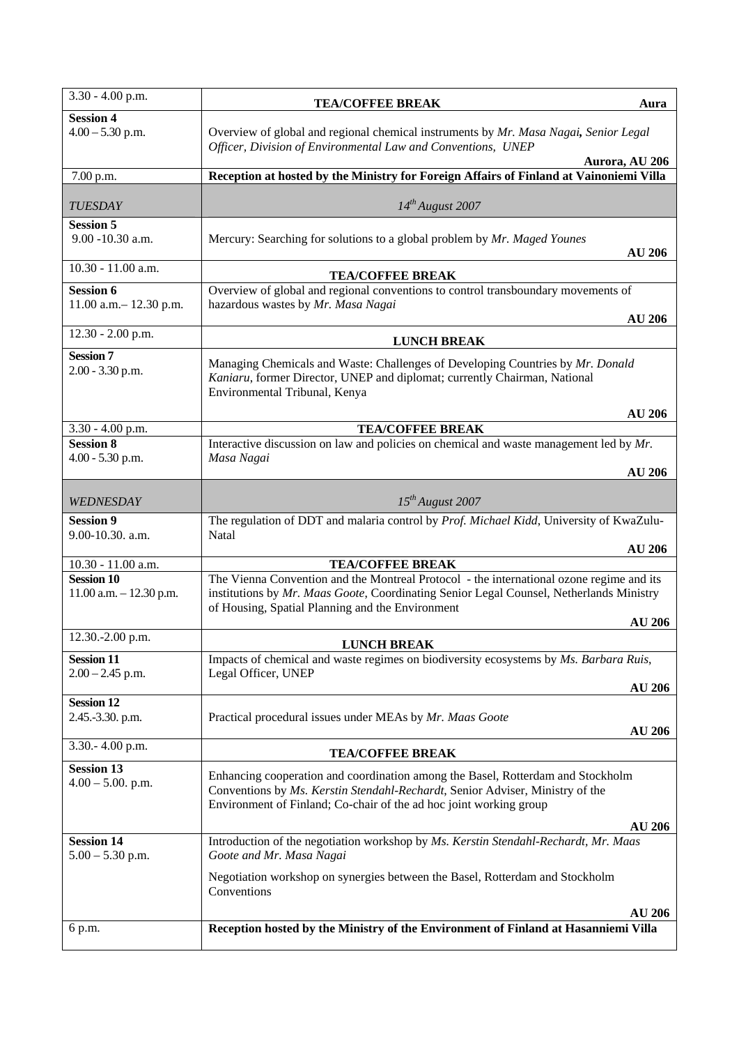| | |
|---|---|
| 3.30 - 4.00 p.m. | **TEA/COFFEE BREAK** **Aura** |
| **Session 4** 4.00 – 5.30 p.m. | Overview of global and regional chemical instruments by *Mr. Masa Nagai**,** Senior Legal Officer, Division of Environmental Law and Conventions, UNEP* **Aurora, AU 206** |
| 7.00 p.m. | **Reception at hosted by the Ministry for Foreign Affairs of Finland at Vainoniemi Villa** |
| *TUESDAY* | *14th August 2007* |
| **Session 5** 9.00 -10.30 a.m. | Mercury: Searching for solutions to a global problem by *Mr. Maged Younes* **AU 206** |
| 10.30 - 11.00 a.m. | **TEA/COFFEE BREAK** |
| **Session 6** 11.00 a.m.– 12.30 p.m. | Overview of global and regional conventions to control transboundary movements of hazardous wastes by *Mr. Masa Nagai* **AU 206** |
| 12.30 - 2.00 p.m. | **LUNCH BREAK** |
| **Session 7** 2.00 - 3.30 p.m. | Managing Chemicals and Waste: Challenges of Developing Countries by *Mr. Donald Kaniaru*, former Director, UNEP and diplomat; currently Chairman, National Environmental Tribunal, Kenya **AU 206** |
| 3.30 - 4.00 p.m. | **TEA/COFFEE BREAK** |
| **Session 8** 4.00 - 5.30 p.m. | Interactive discussion on law and policies on chemical and waste management led by *Mr. Masa Nagai* **AU 206** |
| *WEDNESDAY* | *15th August 2007* |
| **Session 9** 9.00-10.30. a.m. | The regulation of DDT and malaria control by *Prof. Michael Kidd*, University of KwaZulu-Natal **AU 206** |
| 10.30 - 11.00 a.m. | **TEA/COFFEE BREAK** |
| **Session 10** 11.00 a.m. – 12.30 p.m. | The Vienna Convention and the Montreal Protocol - the international ozone regime and its institutions by *Mr. Maas Goote*, Coordinating Senior Legal Counsel, Netherlands Ministry of Housing, Spatial Planning and the Environment **AU 206** |
| 12.30.-2.00 p.m. | **LUNCH BREAK** |
| **Session 11** 2.00 – 2.45 p.m. | Impacts of chemical and waste regimes on biodiversity ecosystems by *Ms. Barbara Ruis*, Legal Officer, UNEP **AU 206** |
| **Session 12** 2.45.-3.30. p.m. | Practical procedural issues under MEAs by *Mr. Maas Goote* **AU 206** |
| 3.30.- 4.00 p.m. | **TEA/COFFEE BREAK** |
| **Session 13** 4.00 – 5.00. p.m. | Enhancing cooperation and coordination among the Basel, Rotterdam and Stockholm Conventions by *Ms. Kerstin Stendahl-Rechardt*, Senior Adviser, Ministry of the Environment of Finland; Co-chair of the ad hoc joint working group **AU 206** |
| **Session 14** 5.00 – 5.30 p.m. | Introduction of the negotiation workshop by *Ms. Kerstin Stendahl-Rechardt, Mr. Maas Goote and Mr. Masa Nagai* Negotiation workshop on synergies between the Basel, Rotterdam and Stockholm Conventions **AU 206** |
| 6 p.m. | **Reception hosted by the Ministry of the Environment of Finland at Hasanniemi Villa** |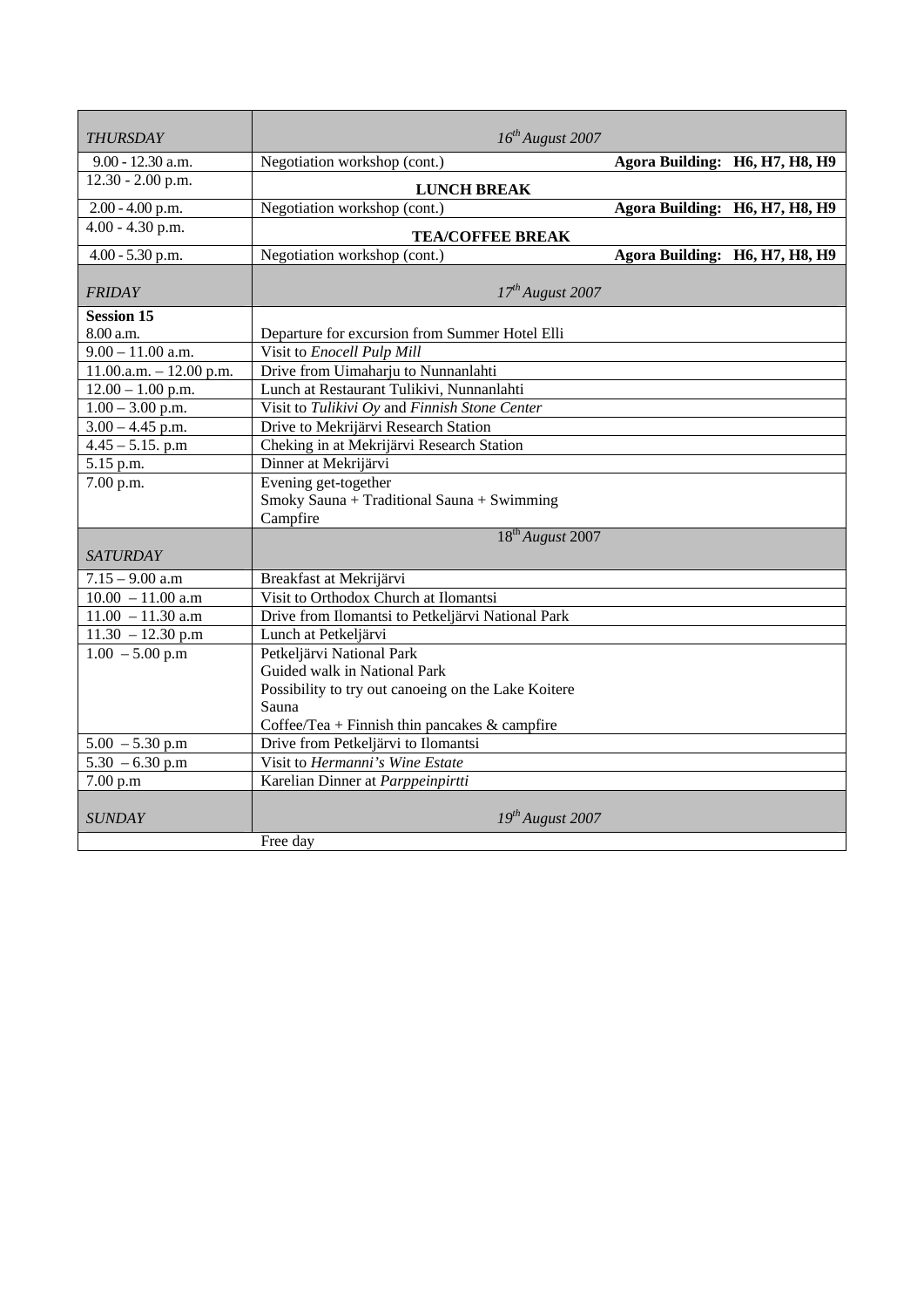| *THURSDAY* | *16th August 2007* | |
|---|---|---|
| 9.00 - 12.30 a.m. | Negotiation workshop (cont.) | **Agora Building: H6, H7, H8, H9** |
| 12.30 - 2.00 p.m. | **LUNCH BREAK** | |
| 2.00 - 4.00 p.m. | Negotiation workshop (cont.) | **Agora Building: H6, H7, H8, H9** |
| 4.00 - 4.30 p.m. | **TEA/COFFEE BREAK** | |
| 4.00 - 5.30 p.m. | Negotiation workshop (cont.) | **Agora Building: H6, H7, H8, H9** |
| *FRIDAY* | *17th August 2007* | |
| **Session 15**<br>8.00 a.m. | Departure for excursion from Summer Hotel Elli | |
| 9.00 – 11.00 a.m. | Visit to *Enocell Pulp Mill* | |
| 11.00.a.m. – 12.00 p.m. | Drive from Uimaharju to Nunnanlahti | |
| 12.00 – 1.00 p.m. | Lunch at Restaurant Tulikivi, Nunnanlahti | |
| 1.00 – 3.00 p.m. | Visit to *Tulikivi Oy* and *Finnish Stone Center* | |
| 3.00 – 4.45 p.m. | Drive to Mekrijärvi Research Station | |
| 4.45 – 5.15. p.m | Cheking in at Mekrijärvi Research Station | |
| 5.15 p.m. | Dinner at Mekrijärvi | |
| 7.00 p.m. | Evening get-together<br>Smoky Sauna + Traditional Sauna + Swimming<br>Campfire | |
| *SATURDAY* | 18th *August* 2007 | |
| 7.15 – 9.00 a.m | Breakfast at Mekrijärvi | |
| 10.00 – 11.00 a.m | Visit to Orthodox Church at Ilomantsi | |
| 11.00 – 11.30 a.m | Drive from Ilomantsi to Petkeljärvi National Park | |
| 11.30 – 12.30 p.m | Lunch at Petkeljärvi | |
| 1.00 – 5.00 p.m | Petkeljärvi National Park<br>Guided walk in National Park<br>Possibility to try out canoeing on the Lake Koitere<br>Sauna<br>Coffee/Tea + Finnish thin pancakes & campfire | |
| 5.00 – 5.30 p.m | Drive from Petkeljärvi to Ilomantsi | |
| 5.30 – 6.30 p.m | Visit to *Hermanni's Wine Estate* | |
| 7.00 p.m | Karelian Dinner at *Parppeinpirtti* | |
| *SUNDAY* | *19th August 2007* | |
| | Free day | |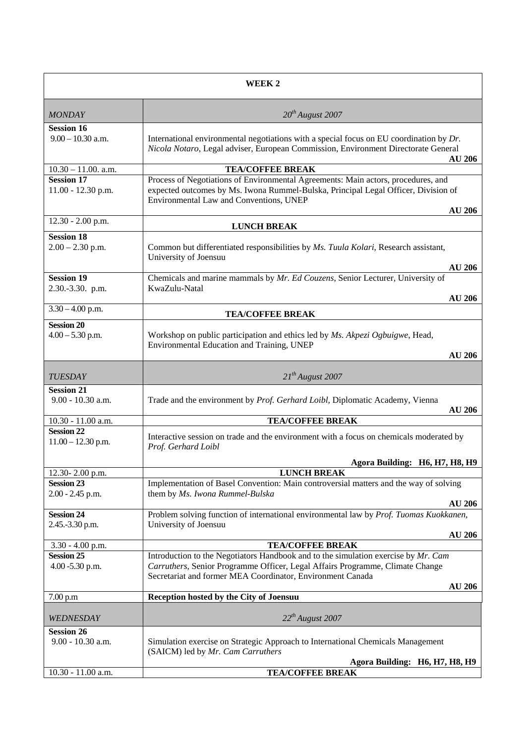| **WEEK 2** | |
|---|---|
| *MONDAY* | *20th August 2007* |
| **Session 16**<br>9.00 – 10.30 a.m. | International environmental negotiations with a special focus on EU coordination by *Dr. Nicola Notaro*, Legal adviser, European Commission, Environment Directorate General **AU 206** |
| 10.30 – 11.00. a.m. | **TEA/COFFEE BREAK** |
| **Session 17**<br>11.00 - 12.30 p.m. | Process of Negotiations of Environmental Agreements: Main actors, procedures, and expected outcomes by Ms. Iwona Rummel-Bulska, Principal Legal Officer, Division of Environmental Law and Conventions, UNEP **AU 206** |
| 12.30 - 2.00 p.m. | **LUNCH BREAK** |
| **Session 18**<br>2.00 – 2.30 p.m. | Common but differentiated responsibilities by *Ms. Tuula Kolari*, Research assistant, University of Joensuu **AU 206** |
| **Session 19**<br>2.30.-3.30. p.m. | Chemicals and marine mammals by *Mr. Ed Couzens*, Senior Lecturer, University of KwaZulu-Natal **AU 206** |
| 3.30 – 4.00 p.m. | **TEA/COFFEE BREAK** |
| **Session 20**<br>4.00 – 5.30 p.m. | Workshop on public participation and ethics led by *Ms. Akpezi Ogbuigwe*, Head, Environmental Education and Training, UNEP **AU 206** |
| *TUESDAY* | *21th August 2007* |
| **Session 21**<br>9.00 - 10.30 a.m. | Trade and the environment by *Prof. Gerhard Loibl*, Diplomatic Academy, Vienna **AU 206** |
| 10.30 - 11.00 a.m. | **TEA/COFFEE BREAK** |
| **Session 22**<br>11.00 – 12.30 p.m. | Interactive session on trade and the environment with a focus on chemicals moderated by *Prof. Gerhard Loibl* **Agora Building: H6, H7, H8, H9** |
| 12.30- 2.00 p.m. | **LUNCH BREAK** |
| **Session 23**<br>2.00 - 2.45 p.m. | Implementation of Basel Convention: Main controversial matters and the way of solving them by *Ms. Iwona Rummel-Bulska* **AU 206** |
| **Session 24**<br>2.45.-3.30 p.m. | Problem solving function of international environmental law by *Prof. Tuomas Kuokkanen*, University of Joensuu **AU 206** |
| 3.30 - 4.00 p.m. | **TEA/COFFEE BREAK** |
| **Session 25**<br>4.00 -5.30 p.m. | Introduction to the Negotiators Handbook and to the simulation exercise by *Mr. Cam Carruthers*, Senior Programme Officer, Legal Affairs Programme, Climate Change Secretariat and former MEA Coordinator, Environment Canada **AU 206** |
| 7.00 p.m | **Reception hosted by the City of Joensuu** |
| *WEDNESDAY* | *22th August 2007* |
| **Session 26**<br>9.00 - 10.30 a.m. | Simulation exercise on Strategic Approach to International Chemicals Management (SAICM) led by *Mr. Cam Carruthers* **Agora Building: H6, H7, H8, H9** |
| 10.30 - 11.00 a.m. | **TEA/COFFEE BREAK** |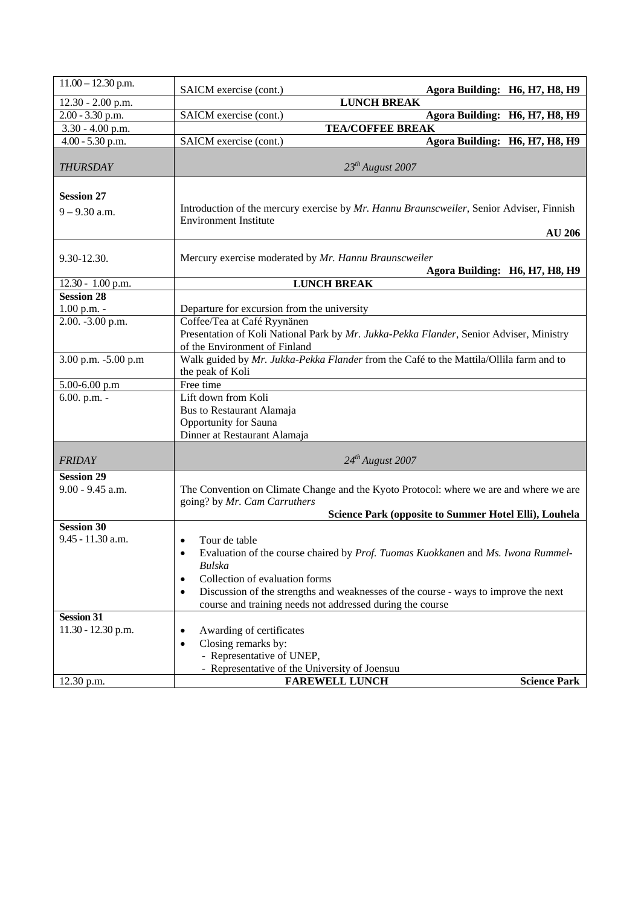| | |
|---|---|
| 11.00 – 12.30 p.m. | SAICM exercise (cont.) **Agora Building: H6, H7, H8, H9** |
| 12.30 - 2.00 p.m. | **LUNCH BREAK** |
| 2.00 - 3.30 p.m. | SAICM exercise (cont.) **Agora Building: H6, H7, H8, H9** |
| 3.30 - 4.00 p.m. | **TEA/COFFEE BREAK** |
| 4.00 - 5.30 p.m. | SAICM exercise (cont.) **Agora Building: H6, H7, H8, H9** |
| *THURSDAY* | *23th August 2007* |
| **Session 27**<br>9 – 9.30 a.m. | Introduction of the mercury exercise by *Mr. Hannu Braunscweiler*, Senior Adviser, Finnish Environment Institute **AU 206** |
| 9.30-12.30. | Mercury exercise moderated by *Mr. Hannu Braunscweiler* **Agora Building: H6, H7, H8, H9** |
| 12.30 - 1.00 p.m. | **LUNCH BREAK** |
| **Session 28**<br>1.00 p.m. - | Departure for excursion from the university |
| 2.00. -3.00 p.m. | Coffee/Tea at Café Ryynänen<br>Presentation of Koli National Park by *Mr. Jukka-Pekka Flander*, Senior Adviser, Ministry of the Environment of Finland |
| 3.00 p.m. -5.00 p.m | Walk guided by *Mr. Jukka-Pekka Flander* from the Café to the Mattila/Ollila farm and to the peak of Koli |
| 5.00-6.00 p.m | Free time |
| 6.00. p.m. - | Lift down from Koli<br>Bus to Restaurant Alamaja<br>Opportunity for Sauna<br>Dinner at Restaurant Alamaja |
| *FRIDAY* | *24th August 2007* |
| **Session 29**<br>9.00 - 9.45 a.m. | The Convention on Climate Change and the Kyoto Protocol: where we are and where we are going? by *Mr. Cam Carruthers* **Science Park (opposite to Summer Hotel Elli), Louhela** |
| **Session 30**<br>9.45 - 11.30 a.m. | • Tour de table<br>• Evaluation of the course chaired by *Prof. Tuomas Kuokkanen* and *Ms. Iwona Rummel-Bulska*<br>• Collection of evaluation forms<br>• Discussion of the strengths and weaknesses of the course - ways to improve the next course and training needs not addressed during the course |
| **Session 31**<br>11.30 - 12.30 p.m. | • Awarding of certificates<br>• Closing remarks by:<br>- Representative of UNEP,<br>- Representative of the University of Joensuu |
| 12.30 p.m. | **FAREWELL LUNCH** **Science Park** |